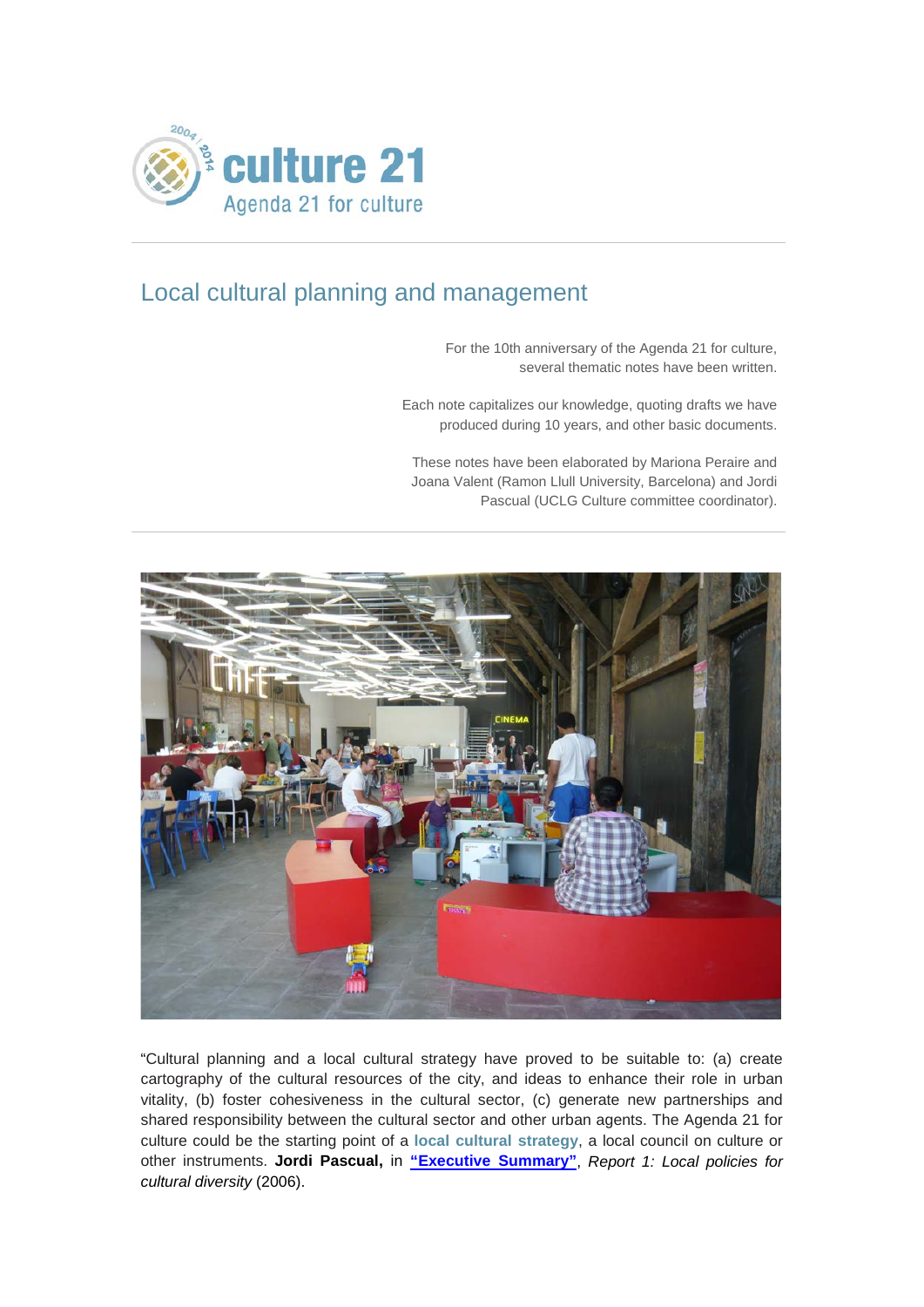culture 21

Agenda 21 for culture

# Local cultural planning and management

For the 10th anniversary of the Agenda 21 for culture, several thematic notes have been written.

Each note capitalizes our knowledge, quoting drafts we have produced during 10 years, and other basic documents.

These notes have been elaborated by Mariona Peraire and Joana Valent (Ramon Llull University, Barcelona) and Jordi Pascual (UCLG Culture committee coordinator).

"Cultural planning and a local cultural strategy have proved to be suitable to: (a) create cartography of the cultural resources of the city, and ideas to enhance their role in urban vitality, (b) foster cohesiveness in the cultural sector, (c) generate new partnerships and shared responsibility between the cultural sector and other urban agents. The Agenda 21 for culture could be the starting point of a **local cultural strategy**, a local council on culture or other instruments. **Jordi Pascual,** in **"Executive Summary"**, *Report 1: Local policies for cultural diversity* (2006).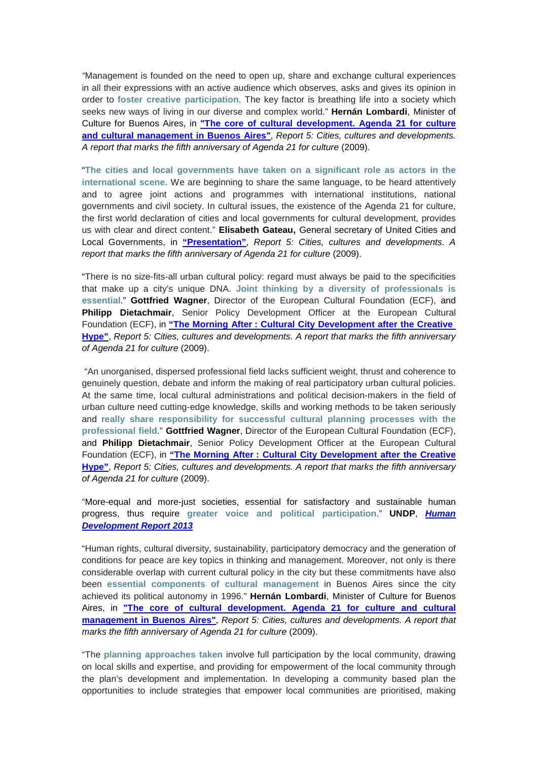"Management is founded on the need to open up, share and exchange cultural experiences in all their expressions with an active audience which observes, asks and gives its opinion in order to **foster creative participation**. The key factor is breathing life into a society which seeks new ways of living in our diverse and complex world." **Hernán Lombardi**, Minister of Culture for Buenos Aires, in **"The core of cultural development. Agenda 21 for culture and cultural management in Buenos Aires"**, *Report 5: Cities, cultures and developments. A report that marks the fifth anniversary of Agenda 21 for culture* (2009).

"**The cities and local governments have taken on a significant role as actors in the international scene.** We are beginning to share the same language, to be heard attentively and to agree joint actions and programmes with international institutions, national governments and civil society. In cultural issues, the existence of the Agenda 21 for culture, the first world declaration of cities and local governments for cultural development, provides us with clear and direct content." **Elisabeth Gateau,** General secretary of United Cities and Local Governments, in **"Presentation"**, *Report 5: Cities, cultures and developments. A report that marks the fifth anniversary of Agenda 21 for culture* (2009).

"There is no size-fits-all urban cultural policy: regard must always be paid to the specificities that make up a city's unique DNA. **Joint thinking by a diversity of professionals is essential**." **Gottfried Wagner**, Director of the European Cultural Foundation (ECF), and **Philipp Dietachmair**, Senior Policy Development Officer at the European Cultural Foundation (ECF), in **"The Morning After : Cultural City Development after the Creative Hype"**, *Report 5: Cities, cultures and developments. A report that marks the fifth anniversary of Agenda 21 for culture* (2009).

"An unorganised, dispersed professional field lacks sufficient weight, thrust and coherence to genuinely question, debate and inform the making of real participatory urban cultural policies. At the same time, local cultural administrations and political decision-makers in the field of urban culture need cutting-edge knowledge, skills and working methods to be taken seriously and **really share responsibility for successful cultural planning processes with the professional field**." **Gottfried Wagner**, Director of the European Cultural Foundation (ECF), and **Philipp Dietachmair**, Senior Policy Development Officer at the European Cultural Foundation (ECF), in **"The Morning After : Cultural City Development after the Creative Hype"**, *Report 5: Cities, cultures and developments. A report that marks the fifth anniversary of Agenda 21 for culture* (2009).

"More-equal and more-just societies, essential for satisfactory and sustainable human progress, thus require **greater voice and political participation**." **UNDP**, ***Human Development Report 2013***

"Human rights, cultural diversity, sustainability, participatory democracy and the generation of conditions for peace are key topics in thinking and management. Moreover, not only is there considerable overlap with current cultural policy in the city but these commitments have also been **essential components of cultural management** in Buenos Aires since the city achieved its political autonomy in 1996." **Hernán Lombardi**, Minister of Culture for Buenos Aires, in **"The core of cultural development. Agenda 21 for culture and cultural management in Buenos Aires"**, *Report 5: Cities, cultures and developments. A report that marks the fifth anniversary of Agenda 21 for culture* (2009).

"The **planning approaches taken** involve full participation by the local community, drawing on local skills and expertise, and providing for empowerment of the local community through the plan's development and implementation. In developing a community based plan the opportunities to include strategies that empower local communities are prioritised, making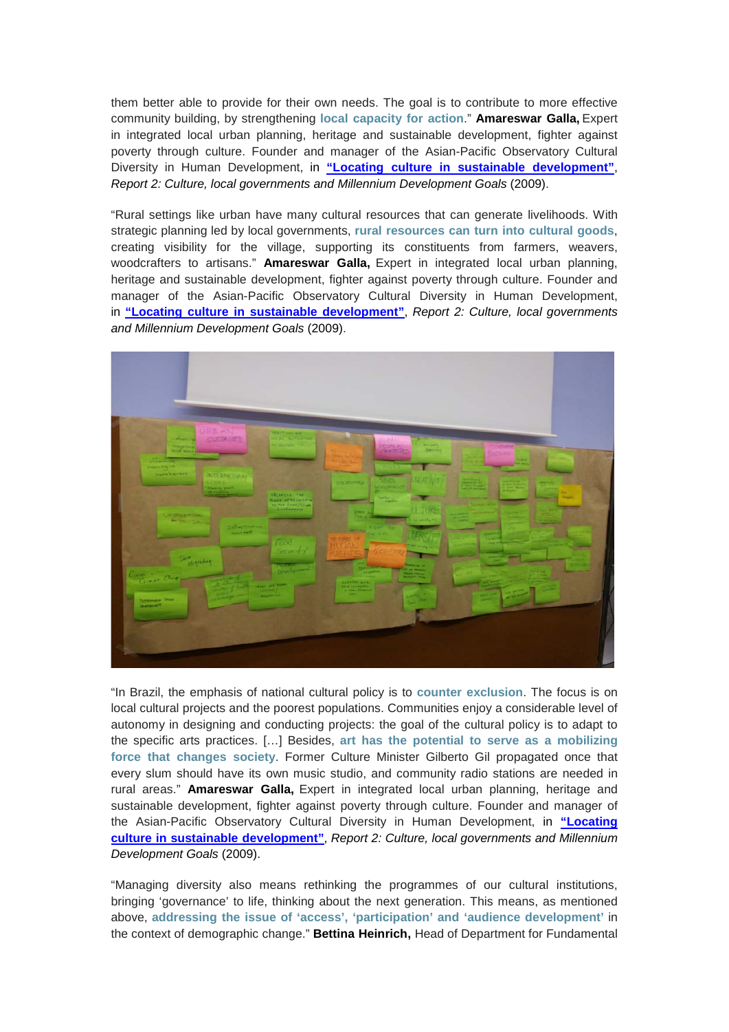them better able to provide for their own needs. The goal is to contribute to more effective community building, by strengthening **local capacity for action**." **Amareswar Galla,** Expert in integrated local urban planning, heritage and sustainable development, fighter against poverty through culture. Founder and manager of the Asian-Pacific Observatory Cultural Diversity in Human Development, in **"Locating culture in sustainable development"**, *Report 2: Culture, local governments and Millennium Development Goals* (2009).

"Rural settings like urban have many cultural resources that can generate livelihoods. With strategic planning led by local governments, **rural resources can turn into cultural goods**, creating visibility for the village, supporting its constituents from farmers, weavers, woodcrafters to artisans." **Amareswar Galla,** Expert in integrated local urban planning, heritage and sustainable development, fighter against poverty through culture. Founder and manager of the Asian-Pacific Observatory Cultural Diversity in Human Development, in **"Locating culture in sustainable development"**, *Report 2: Culture, local governments and Millennium Development Goals* (2009).

"In Brazil, the emphasis of national cultural policy is to **counter exclusion**. The focus is on local cultural projects and the poorest populations. Communities enjoy a considerable level of autonomy in designing and conducting projects: the goal of the cultural policy is to adapt to the specific arts practices. [...] Besides, **art has the potential to serve as a mobilizing force that changes society**. Former Culture Minister Gilberto Gil propagated once that every slum should have its own music studio, and community radio stations are needed in rural areas." **Amareswar Galla,** Expert in integrated local urban planning, heritage and sustainable development, fighter against poverty through culture. Founder and manager of the Asian-Pacific Observatory Cultural Diversity in Human Development, in **"Locating culture in sustainable development"**, *Report 2: Culture, local governments and Millennium Development Goals* (2009).

"Managing diversity also means rethinking the programmes of our cultural institutions, bringing 'governance' to life, thinking about the next generation. This means, as mentioned above, **addressing the issue of 'access', 'participation' and 'audience development'** in the context of demographic change." **Bettina Heinrich,** Head of Department for Fundamental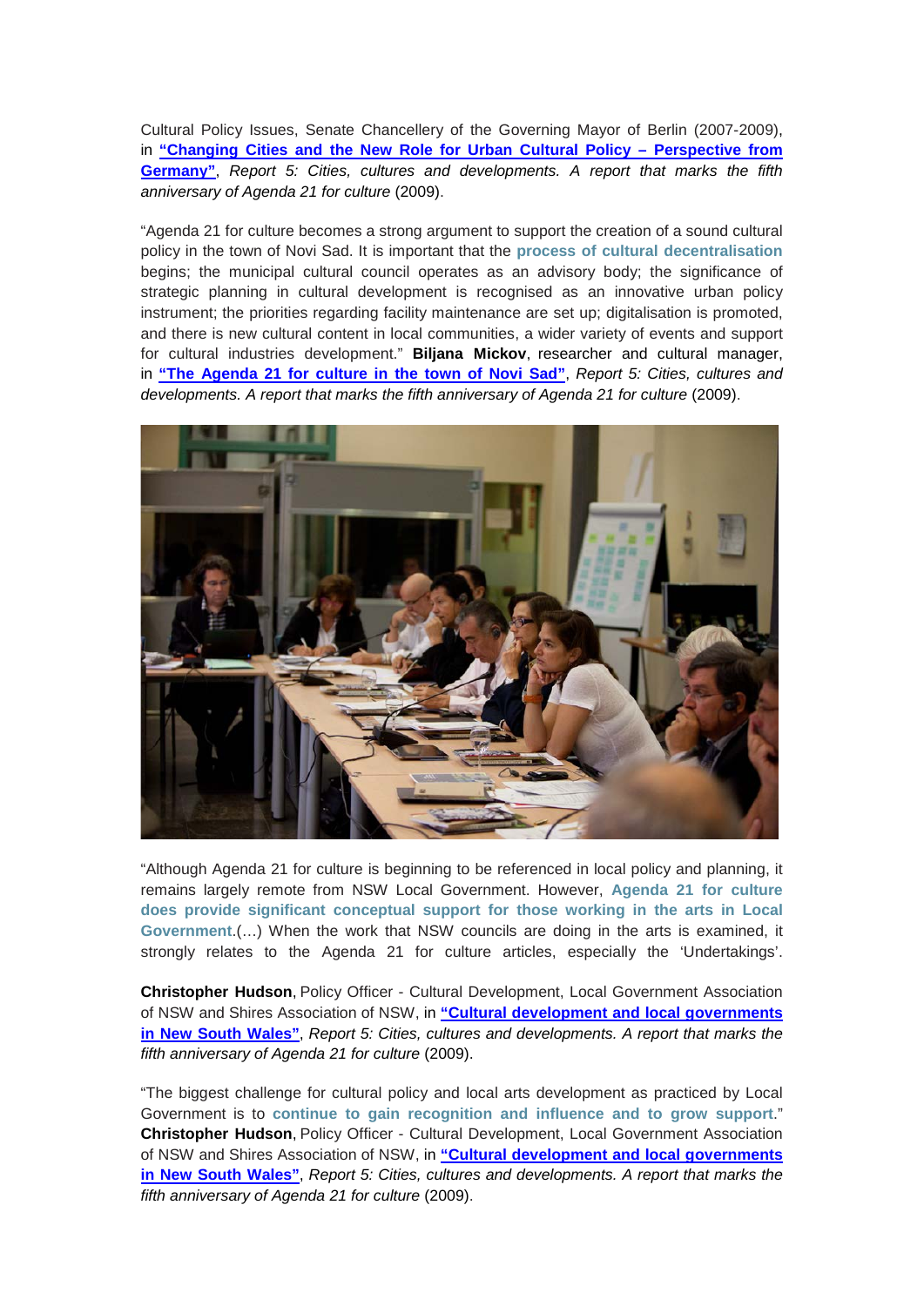Cultural Policy Issues, Senate Chancellery of the Governing Mayor of Berlin (2007-2009), in **"Changing Cities and the New Role for Urban Cultural Policy – Perspective from Germany"**, *Report 5: Cities, cultures and developments. A report that marks the fifth anniversary of Agenda 21 for culture* (2009).

"Agenda 21 for culture becomes a strong argument to support the creation of a sound cultural policy in the town of Novi Sad. It is important that the **process of cultural decentralisation** begins; the municipal cultural council operates as an advisory body; the significance of strategic planning in cultural development is recognised as an innovative urban policy instrument; the priorities regarding facility maintenance are set up; digitalisation is promoted, and there is new cultural content in local communities, a wider variety of events and support for cultural industries development." **Biljana Mickov**, researcher and cultural manager, in **"The Agenda 21 for culture in the town of Novi Sad"**, *Report 5: Cities, cultures and developments. A report that marks the fifth anniversary of Agenda 21 for culture* (2009).

"Although Agenda 21 for culture is beginning to be referenced in local policy and planning, it remains largely remote from NSW Local Government. However, **Agenda 21 for culture does provide significant conceptual support for those working in the arts in Local Government**.(…) When the work that NSW councils are doing in the arts is examined, it strongly relates to the Agenda 21 for culture articles, especially the 'Undertakings'.

**Christopher Hudson**, Policy Officer - Cultural Development, Local Government Association of NSW and Shires Association of NSW, in **"Cultural development and local governments in New South Wales"**, *Report 5: Cities, cultures and developments. A report that marks the fifth anniversary of Agenda 21 for culture* (2009).

"The biggest challenge for cultural policy and local arts development as practiced by Local Government is to **continue to gain recognition and influence and to grow support**." **Christopher Hudson**, Policy Officer - Cultural Development, Local Government Association of NSW and Shires Association of NSW, in **"Cultural development and local governments in New South Wales"**, *Report 5: Cities, cultures and developments. A report that marks the fifth anniversary of Agenda 21 for culture* (2009).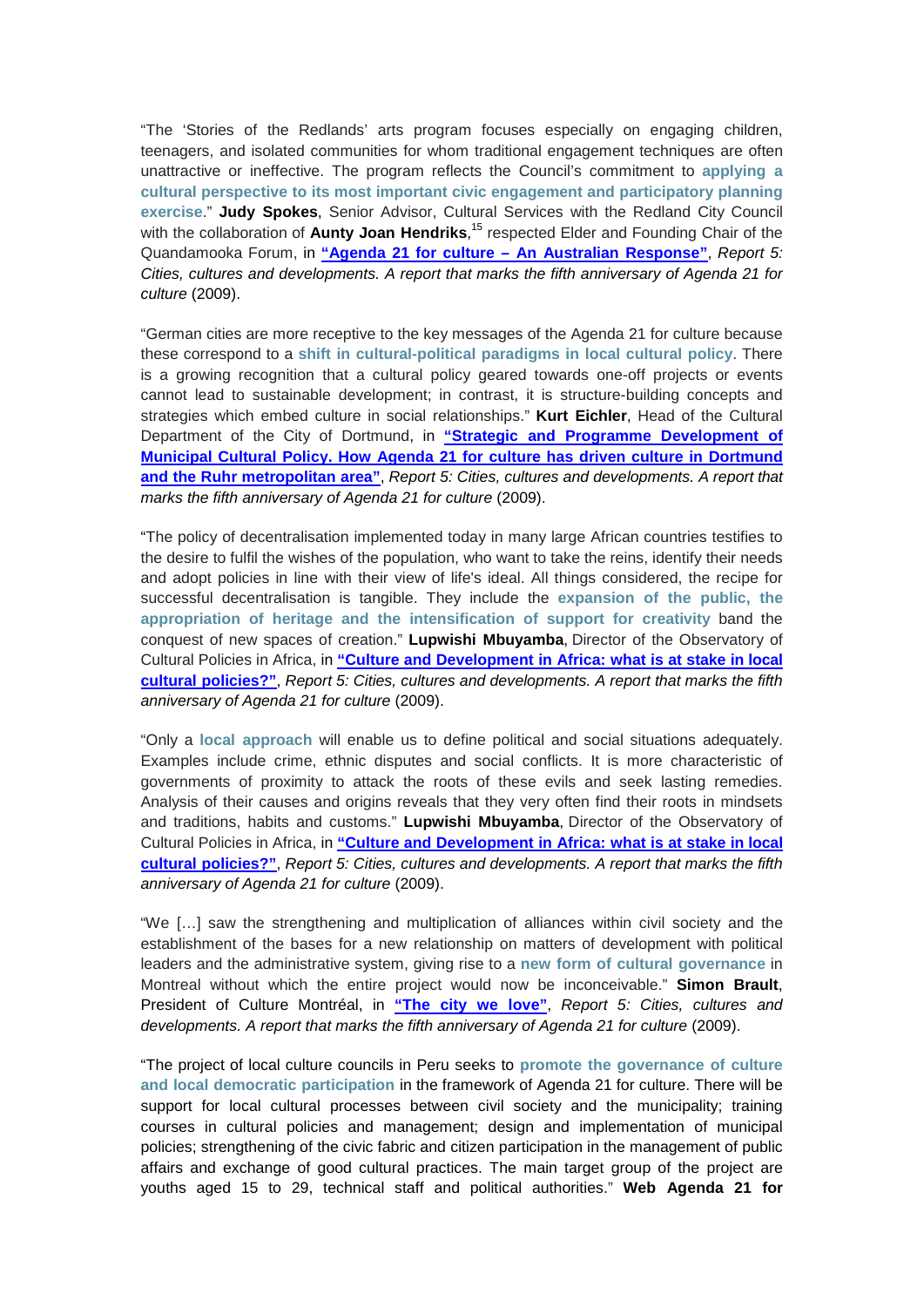"The 'Stories of the Redlands' arts program focuses especially on engaging children, teenagers, and isolated communities for whom traditional engagement techniques are often unattractive or ineffective. The program reflects the Council's commitment to **applying a cultural perspective to its most important civic engagement and participatory planning exercise**." **Judy Spokes**, Senior Advisor, Cultural Services with the Redland City Council with the collaboration of **Aunty Joan Hendriks**,[15] respected Elder and Founding Chair of the Quandamooka Forum, in **"Agenda 21 for culture – An Australian Response"**, *Report 5: Cities, cultures and developments. A report that marks the fifth anniversary of Agenda 21 for culture* (2009).

"German cities are more receptive to the key messages of the Agenda 21 for culture because these correspond to a **shift in cultural-political paradigms in local cultural policy**. There is a growing recognition that a cultural policy geared towards one-off projects or events cannot lead to sustainable development; in contrast, it is structure-building concepts and strategies which embed culture in social relationships." **Kurt Eichler**, Head of the Cultural Department of the City of Dortmund, in **"Strategic and Programme Development of Municipal Cultural Policy. How Agenda 21 for culture has driven culture in Dortmund and the Ruhr metropolitan area"**, *Report 5: Cities, cultures and developments. A report that marks the fifth anniversary of Agenda 21 for culture* (2009).

"The policy of decentralisation implemented today in many large African countries testifies to the desire to fulfil the wishes of the population, who want to take the reins, identify their needs and adopt policies in line with their view of life's ideal. All things considered, the recipe for successful decentralisation is tangible. They include the **expansion of the public, the appropriation of heritage and the intensification of support for creativity** band the conquest of new spaces of creation." **Lupwishi Mbuyamba**, Director of the Observatory of Cultural Policies in Africa, in **"Culture and Development in Africa: what is at stake in local cultural policies?"**, *Report 5: Cities, cultures and developments. A report that marks the fifth anniversary of Agenda 21 for culture* (2009).

"Only a **local approach** will enable us to define political and social situations adequately. Examples include crime, ethnic disputes and social conflicts. It is more characteristic of governments of proximity to attack the roots of these evils and seek lasting remedies. Analysis of their causes and origins reveals that they very often find their roots in mindsets and traditions, habits and customs." **Lupwishi Mbuyamba**, Director of the Observatory of Cultural Policies in Africa, in **"Culture and Development in Africa: what is at stake in local cultural policies?"**, *Report 5: Cities, cultures and developments. A report that marks the fifth anniversary of Agenda 21 for culture* (2009).

"We […] saw the strengthening and multiplication of alliances within civil society and the establishment of the bases for a new relationship on matters of development with political leaders and the administrative system, giving rise to a **new form of cultural governance** in Montreal without which the entire project would now be inconceivable." **Simon Brault**, President of Culture Montréal, in **"The city we love"**, *Report 5: Cities, cultures and developments. A report that marks the fifth anniversary of Agenda 21 for culture* (2009).

"The project of local culture councils in Peru seeks to **promote the governance of culture and local democratic participation** in the framework of Agenda 21 for culture. There will be support for local cultural processes between civil society and the municipality; training courses in cultural policies and management; design and implementation of municipal policies; strengthening of the civic fabric and citizen participation in the management of public affairs and exchange of good cultural practices. The main target group of the project are youths aged 15 to 29, technical staff and political authorities." **Web Agenda 21 for**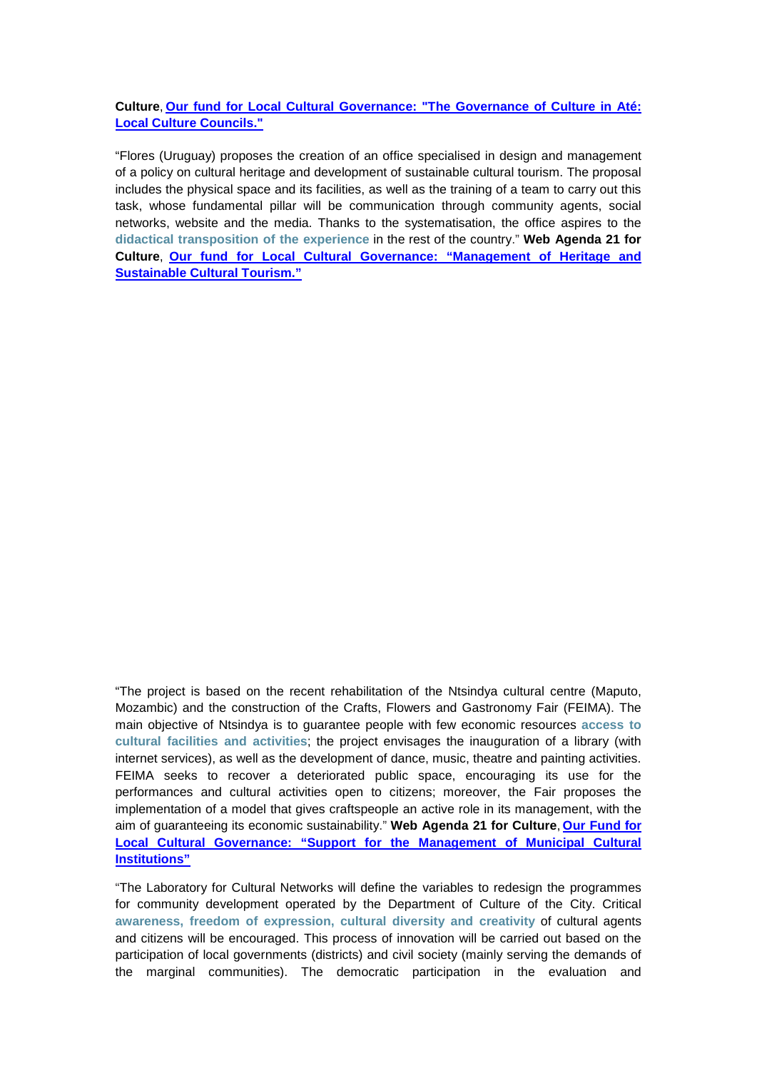**Culture**, **Our fund for Local Cultural Governance: "The Governance of Culture in Até: Local Culture Councils."**

"Flores (Uruguay) proposes the creation of an office specialised in design and management of a policy on cultural heritage and development of sustainable cultural tourism. The proposal includes the physical space and its facilities, as well as the training of a team to carry out this task, whose fundamental pillar will be communication through community agents, social networks, website and the media. Thanks to the systematisation, the office aspires to the **didactical transposition of the experience** in the rest of the country." **Web Agenda 21 for Culture**, **Our fund for Local Cultural Governance: "Management of Heritage and Sustainable Cultural Tourism."**

"The project is based on the recent rehabilitation of the Ntsindya cultural centre (Maputo, Mozambic) and the construction of the Crafts, Flowers and Gastronomy Fair (FEIMA). The main objective of Ntsindya is to guarantee people with few economic resources **access to cultural facilities and activities**; the project envisages the inauguration of a library (with internet services), as well as the development of dance, music, theatre and painting activities. FEIMA seeks to recover a deteriorated public space, encouraging its use for the performances and cultural activities open to citizens; moreover, the Fair proposes the implementation of a model that gives craftspeople an active role in its management, with the aim of guaranteeing its economic sustainability." **Web Agenda 21 for Culture**, **Our Fund for Local Cultural Governance: "Support for the Management of Municipal Cultural Institutions"**

"The Laboratory for Cultural Networks will define the variables to redesign the programmes for community development operated by the Department of Culture of the City. Critical **awareness, freedom of expression, cultural diversity and creativity** of cultural agents and citizens will be encouraged. This process of innovation will be carried out based on the participation of local governments (districts) and civil society (mainly serving the demands of the marginal communities). The democratic participation in the evaluation and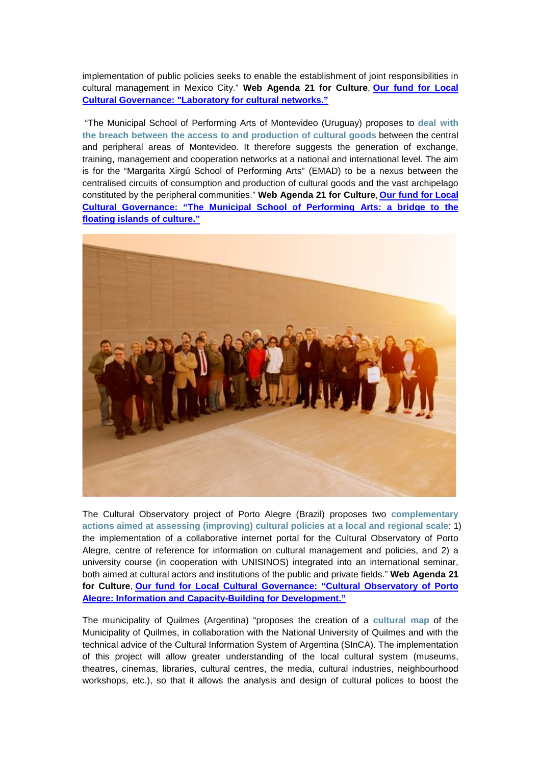implementation of public policies seeks to enable the establishment of joint responsibilities in cultural management in Mexico City." **Web Agenda 21 for Culture**, **Our fund for Local Cultural Governance: "Laboratory for cultural networks."**

"The Municipal School of Performing Arts of Montevideo (Uruguay) proposes to **deal with the breach between the access to and production of cultural goods** between the central and peripheral areas of Montevideo. It therefore suggests the generation of exchange, training, management and cooperation networks at a national and international level. The aim is for the "Margarita Xirgú School of Performing Arts" (EMAD) to be a nexus between the centralised circuits of consumption and production of cultural goods and the vast archipelago constituted by the peripheral communities." **Web Agenda 21 for Culture**, **Our fund for Local Cultural Governance: "The Municipal School of Performing Arts: a bridge to the floating islands of culture."**

The Cultural Observatory project of Porto Alegre (Brazil) proposes two **complementary actions aimed at assessing (improving) cultural policies at a local and regional scale**: 1) the implementation of a collaborative internet portal for the Cultural Observatory of Porto Alegre, centre of reference for information on cultural management and policies, and 2) a university course (in cooperation with UNISINOS) integrated into an international seminar, both aimed at cultural actors and institutions of the public and private fields." **Web Agenda 21 for Culture**, **Our fund for Local Cultural Governance: "Cultural Observatory of Porto Alegre: Information and Capacity-Building for Development."**

The municipality of Quilmes (Argentina) "proposes the creation of a **cultural map** of the Municipality of Quilmes, in collaboration with the National University of Quilmes and with the technical advice of the Cultural Information System of Argentina (SInCA). The implementation of this project will allow greater understanding of the local cultural system (museums, theatres, cinemas, libraries, cultural centres, the media, cultural industries, neighbourhood workshops, etc.), so that it allows the analysis and design of cultural polices to boost the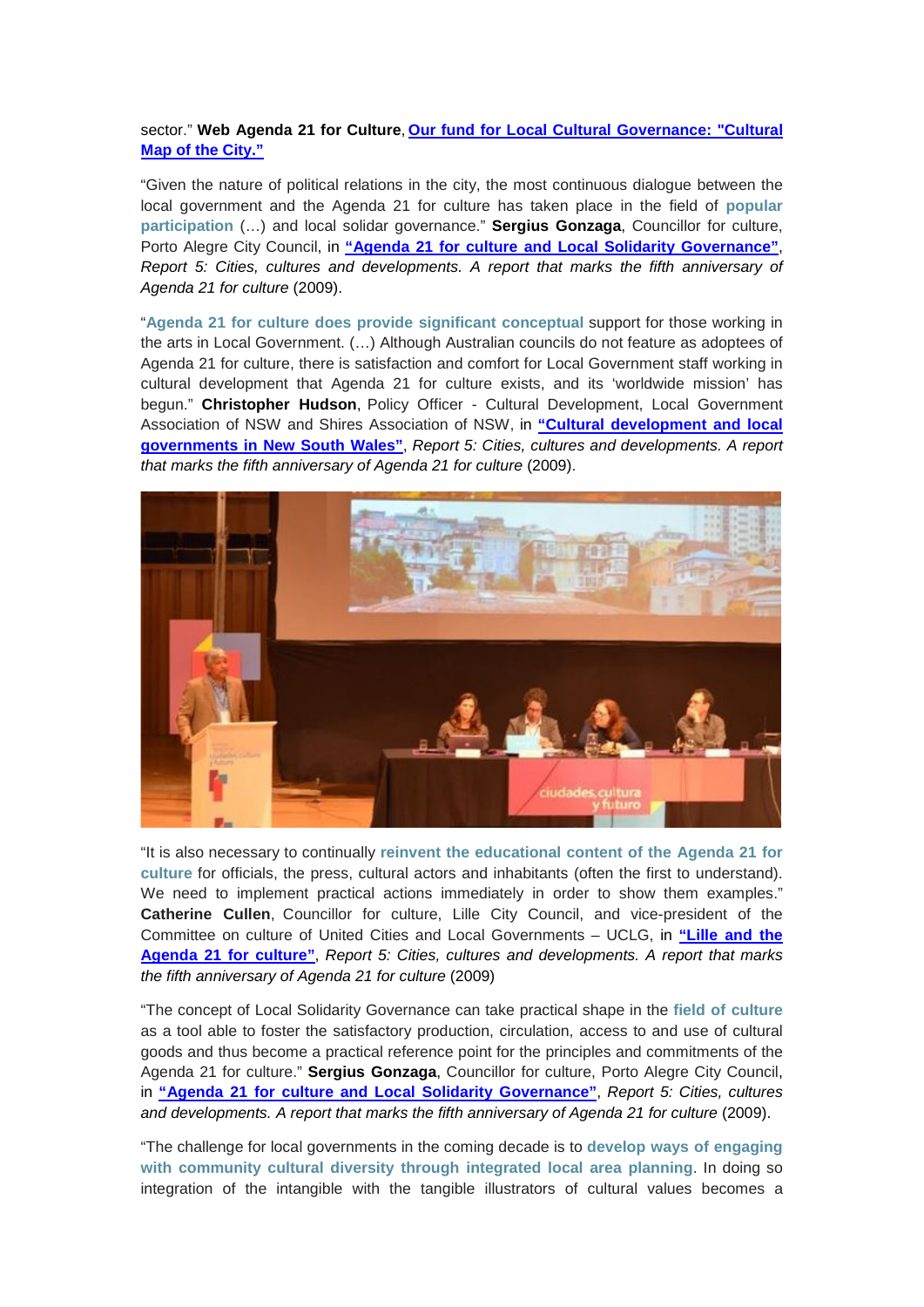sector." **Web Agenda 21 for Culture**, **Our fund for Local Cultural Governance: "Cultural Map of the City."**

"Given the nature of political relations in the city, the most continuous dialogue between the local government and the Agenda 21 for culture has taken place in the field of **popular participation** (…) and local solidar governance." **Sergius Gonzaga**, Councillor for culture, Porto Alegre City Council, in **"Agenda 21 for culture and Local Solidarity Governance"**, *Report 5: Cities, cultures and developments. A report that marks the fifth anniversary of Agenda 21 for culture* (2009).

"**Agenda 21 for culture does provide significant conceptual** support for those working in the arts in Local Government. (…) Although Australian councils do not feature as adoptees of Agenda 21 for culture, there is satisfaction and comfort for Local Government staff working in cultural development that Agenda 21 for culture exists, and its 'worldwide mission' has begun." **Christopher Hudson**, Policy Officer - Cultural Development, Local Government Association of NSW and Shires Association of NSW, in **"Cultural development and local governments in New South Wales"**, *Report 5: Cities, cultures and developments. A report that marks the fifth anniversary of Agenda 21 for culture* (2009).

"It is also necessary to continually **reinvent the educational content of the Agenda 21 for culture** for officials, the press, cultural actors and inhabitants (often the first to understand). We need to implement practical actions immediately in order to show them examples." **Catherine Cullen**, Councillor for culture, Lille City Council, and vice-president of the Committee on culture of United Cities and Local Governments – UCLG, in **"Lille and the Agenda 21 for culture"**, *Report 5: Cities, cultures and developments. A report that marks the fifth anniversary of Agenda 21 for culture* (2009)

"The concept of Local Solidarity Governance can take practical shape in the **field of culture** as a tool able to foster the satisfactory production, circulation, access to and use of cultural goods and thus become a practical reference point for the principles and commitments of the Agenda 21 for culture." **Sergius Gonzaga**, Councillor for culture, Porto Alegre City Council, in **"Agenda 21 for culture and Local Solidarity Governance"**, *Report 5: Cities, cultures and developments. A report that marks the fifth anniversary of Agenda 21 for culture* (2009).

"The challenge for local governments in the coming decade is to **develop ways of engaging with community cultural diversity through integrated local area planning**. In doing so integration of the intangible with the tangible illustrators of cultural values becomes a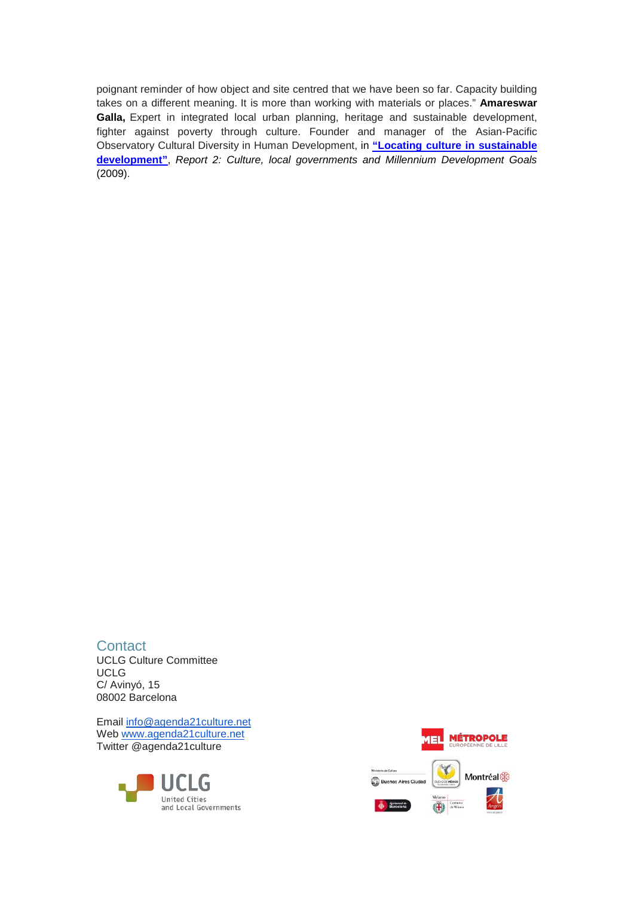poignant reminder of how object and site centred that we have been so far. Capacity building takes on a different meaning. It is more than working with materials or places." **Amareswar Galla,** Expert in integrated local urban planning, heritage and sustainable development, fighter against poverty through culture. Founder and manager of the Asian-Pacific Observatory Cultural Diversity in Human Development, in **"Locating culture in sustainable development"**, *Report 2: Culture, local governments and Millennium Development Goals* (2009).

## Contact

UCLG Culture Committee
UCLG
C/ Avinyó, 15
08002 Barcelona

Email info@agenda21culture.net
Web www.agenda21culture.net
Twitter @agenda21culture